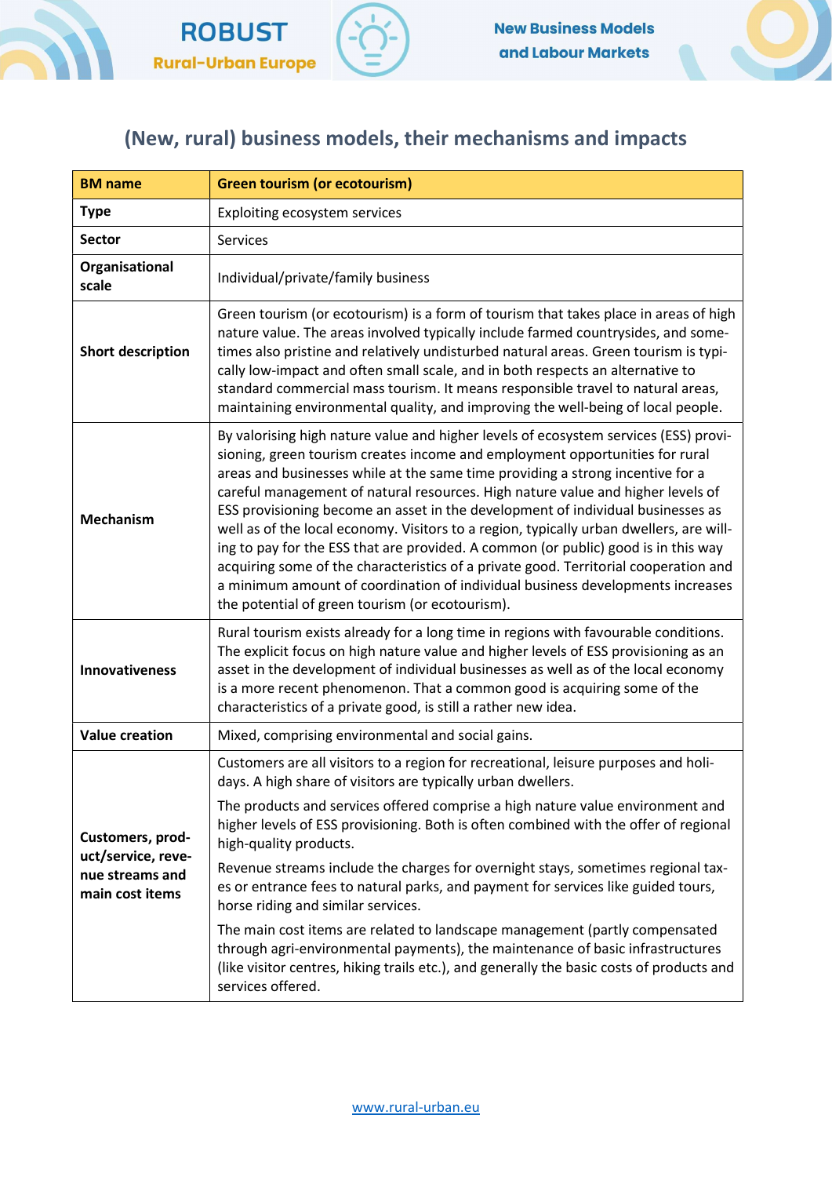# (New, rural) business models, their mechanisms and impacts

| BM name | Green tourism (or ecotourism) |
|---|---|
| Type | Exploiting ecosystem services |
| Sector | Services |
| Organisational scale | Individual/private/family business |
| Short description | Green tourism (or ecotourism) is a form of tourism that takes place in areas of high nature value. The areas involved typically include farmed countrysides, and sometimes also pristine and relatively undisturbed natural areas. Green tourism is typically low-impact and often small scale, and in both respects an alternative to standard commercial mass tourism. It means responsible travel to natural areas, maintaining environmental quality, and improving the well-being of local people. |
| Mechanism | By valorising high nature value and higher levels of ecosystem services (ESS) provisioning, green tourism creates income and employment opportunities for rural areas and businesses while at the same time providing a strong incentive for a careful management of natural resources. High nature value and higher levels of ESS provisioning become an asset in the development of individual businesses as well as of the local economy. Visitors to a region, typically urban dwellers, are willing to pay for the ESS that are provided. A common (or public) good is in this way acquiring some of the characteristics of a private good. Territorial cooperation and a minimum amount of coordination of individual business developments increases the potential of green tourism (or ecotourism). |
| Innovativeness | Rural tourism exists already for a long time in regions with favourable conditions. The explicit focus on high nature value and higher levels of ESS provisioning as an asset in the development of individual businesses as well as of the local economy is a more recent phenomenon. That a common good is acquiring some of the characteristics of a private good, is still a rather new idea. |
| Value creation | Mixed, comprising environmental and social gains. |
| Customers, product/service, revenue streams and main cost items | Customers are all visitors to a region for recreational, leisure purposes and holidays. A high share of visitors are typically urban dwellers.<br><br>The products and services offered comprise a high nature value environment and higher levels of ESS provisioning. Both is often combined with the offer of regional high-quality products.<br><br>Revenue streams include the charges for overnight stays, sometimes regional taxes or entrance fees to natural parks, and payment for services like guided tours, horse riding and similar services.<br><br>The main cost items are related to landscape management (partly compensated through agri-environmental payments), the maintenance of basic infrastructures (like visitor centres, hiking trails etc.), and generally the basic costs of products and services offered. |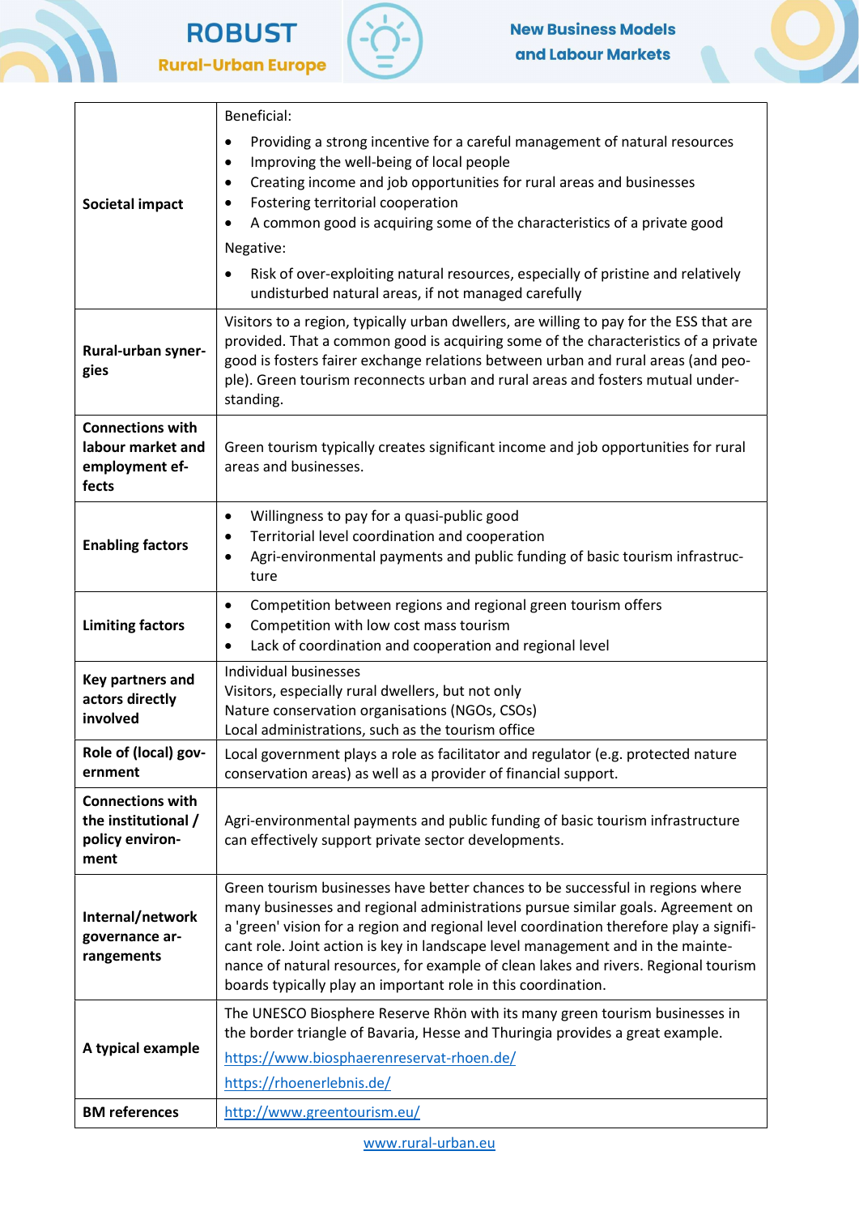| | |
|---|---|
| **Societal impact** | Beneficial:<br>• Providing a strong incentive for a careful management of natural resources<br>• Improving the well-being of local people<br>• Creating income and job opportunities for rural areas and businesses<br>• Fostering territorial cooperation<br>• A common good is acquiring some of the characteristics of a private good<br>Negative:<br>• Risk of over-exploiting natural resources, especially of pristine and relatively undisturbed natural areas, if not managed carefully |
| **Rural-urban synergies** | Visitors to a region, typically urban dwellers, are willing to pay for the ESS that are provided. That a common good is acquiring some of the characteristics of a private good is fosters fairer exchange relations between urban and rural areas (and people). Green tourism reconnects urban and rural areas and fosters mutual understanding. |
| **Connections with labour market and employment effects** | Green tourism typically creates significant income and job opportunities for rural areas and businesses. |
| **Enabling factors** | • Willingness to pay for a quasi-public good<br>• Territorial level coordination and cooperation<br>• Agri-environmental payments and public funding of basic tourism infrastructure |
| **Limiting factors** | • Competition between regions and regional green tourism offers<br>• Competition with low cost mass tourism<br>• Lack of coordination and cooperation and regional level |
| **Key partners and actors directly involved** | Individual businesses<br>Visitors, especially rural dwellers, but not only<br>Nature conservation organisations (NGOs, CSOs)<br>Local administrations, such as the tourism office |
| **Role of (local) government** | Local government plays a role as facilitator and regulator (e.g. protected nature conservation areas) as well as a provider of financial support. |
| **Connections with the institutional / policy environment** | Agri-environmental payments and public funding of basic tourism infrastructure can effectively support private sector developments. |
| **Internal/network governance arrangements** | Green tourism businesses have better chances to be successful in regions where many businesses and regional administrations pursue similar goals. Agreement on a 'green' vision for a region and regional level coordination therefore play a significant role. Joint action is key in landscape level management and in the maintenance of natural resources, for example of clean lakes and rivers. Regional tourism boards typically play an important role in this coordination. |
| **A typical example** | The UNESCO Biosphere Reserve Rhön with its many green tourism businesses in the border triangle of Bavaria, Hesse and Thuringia provides a great example.<br>https://www.biosphaerenreservat-rhoen.de/<br>https://rhoenerlebnis.de/ |
| **BM references** | http://www.greentourism.eu/ |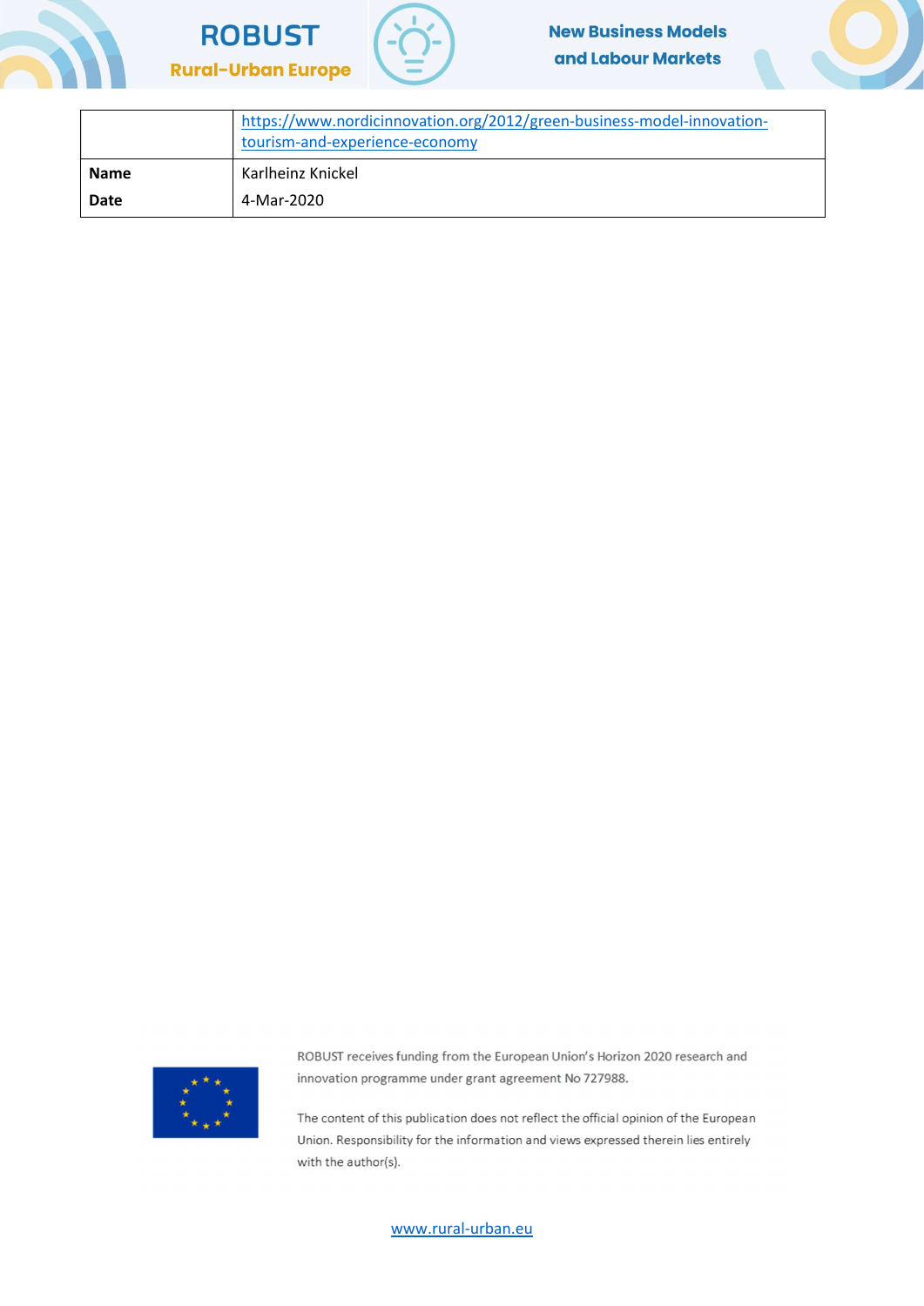| | |
|---|---|
| | https://www.nordicinnovation.org/2012/green-business-model-innovation-tourism-and-experience-economy |
| **Name** | Karlheinz Knickel |
| **Date** | 4-Mar-2020 |

ROBUST receives funding from the European Union's Horizon 2020 research and innovation programme under grant agreement No 727988.

The content of this publication does not reflect the official opinion of the European Union. Responsibility for the information and views expressed therein lies entirely with the author(s).

www.rural-urban.eu